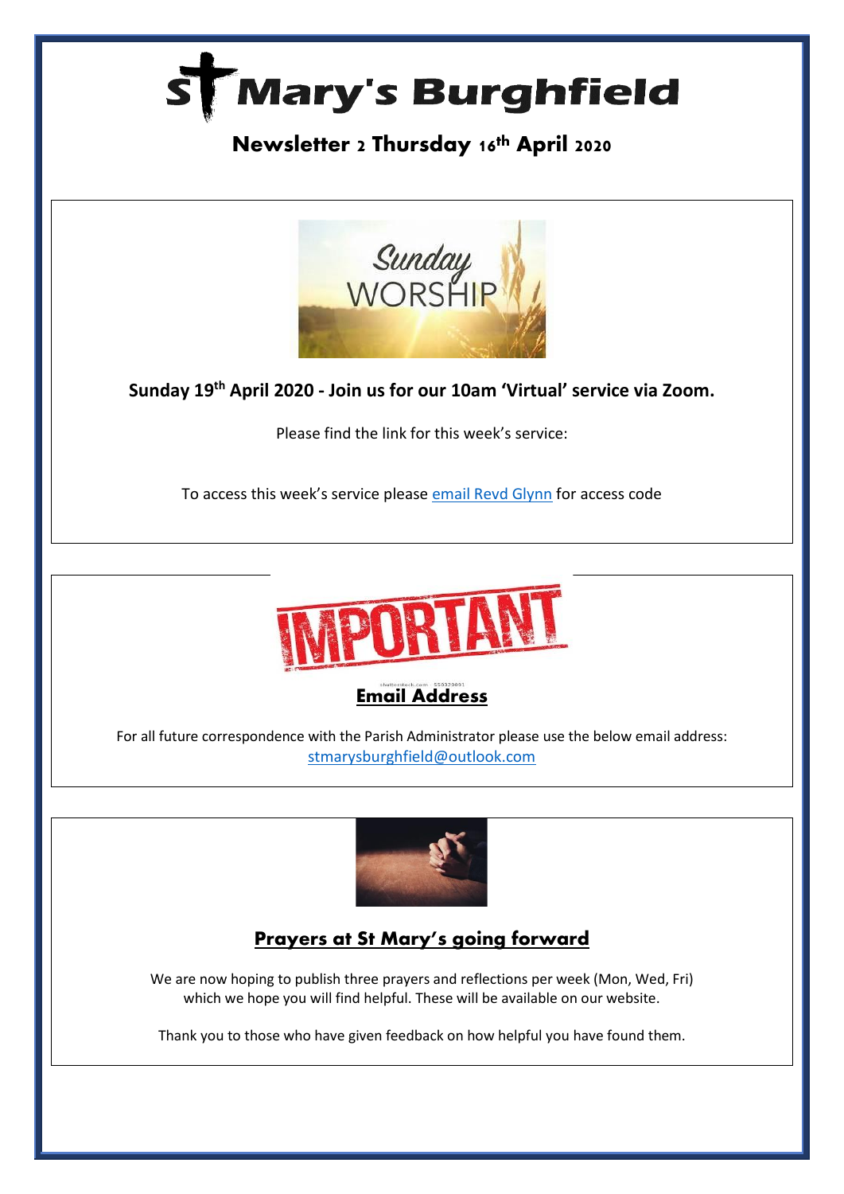# St Mary's Burghfield

## Newsletter 2 Thursday 16th April 2020

**Sunday 19th April 2020 - Join us for our 10am 'Virtual' service via Zoom.**

Please find the link for this week's service:

To access this week's service please email Revd Glynn for access code

## Email Address

For all future correspondence with the Parish Administrator please use the below email address: stmarysburghfield@outlook.com

## Prayers at St Mary's going forward

We are now hoping to publish three prayers and reflections per week (Mon, Wed, Fri) which we hope you will find helpful. These will be available on our website.

Thank you to those who have given feedback on how helpful you have found them.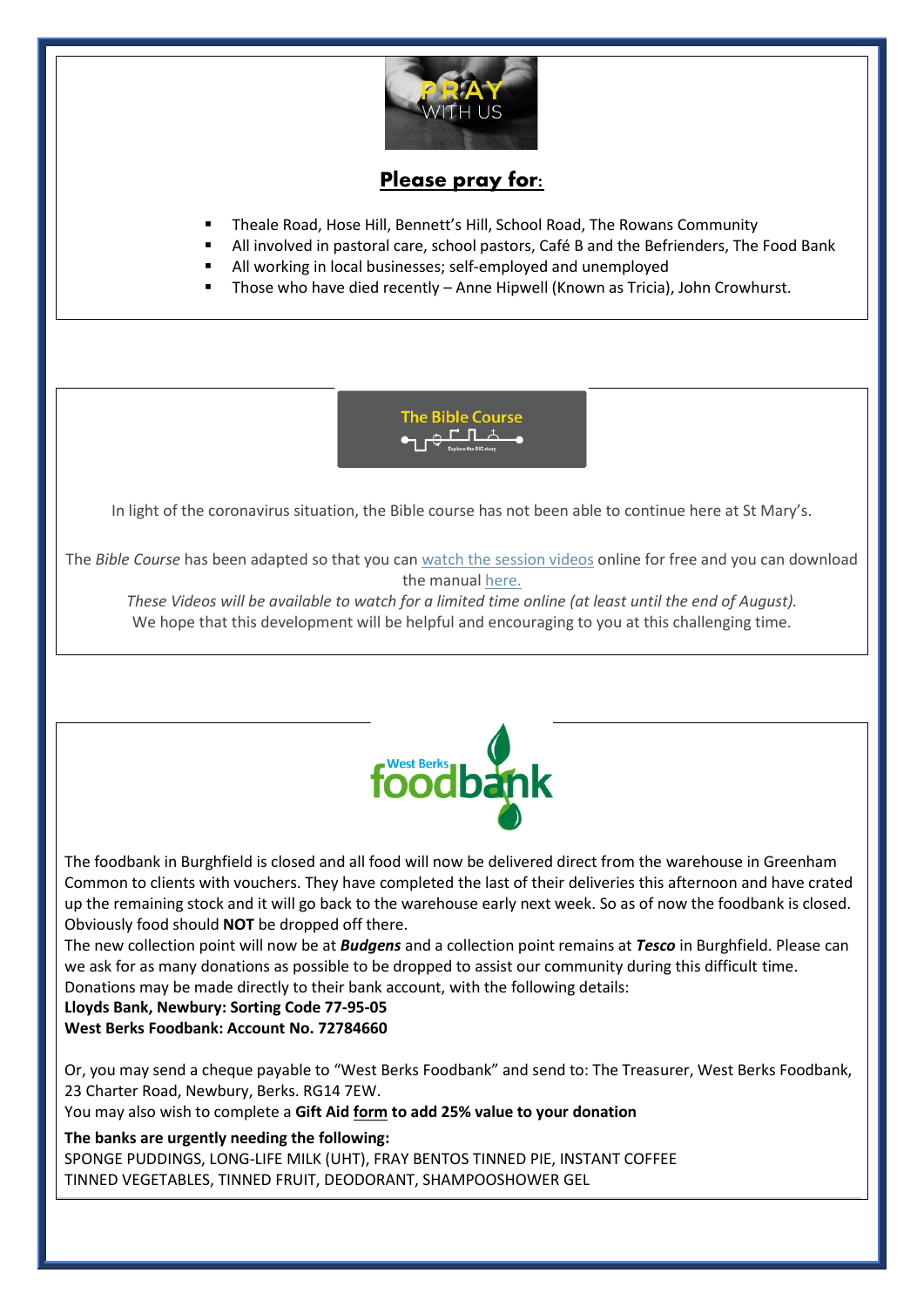PRAY WITH US

## Please pray for:

- Theale Road, Hose Hill, Bennett's Hill, School Road, The Rowans Community
- All involved in pastoral care, school pastors, Café B and the Befrienders, The Food Bank
- All working in local businesses; self-employed and unemployed
- Those who have died recently – Anne Hipwell (Known as Tricia), John Crowhurst.

The Bible Course

In light of the coronavirus situation, the Bible course has not been able to continue here at St Mary's.

The *Bible Course* has been adapted so that you can watch the session videos online for free and you can download the manual here.

*These Videos will be available to watch for a limited time online (at least until the end of August).*

We hope that this development will be helpful and encouraging to you at this challenging time.

West Berks foodbank

The foodbank in Burghfield is closed and all food will now be delivered direct from the warehouse in Greenham Common to clients with vouchers. They have completed the last of their deliveries this afternoon and have crated up the remaining stock and it will go back to the warehouse early next week. So as of now the foodbank is closed. Obviously food should **NOT** be dropped off there.

The new collection point will now be at ***Budgens*** and a collection point remains at ***Tesco*** in Burghfield. Please can we ask for as many donations as possible to be dropped to assist our community during this difficult time. Donations may be made directly to their bank account, with the following details:

**Lloyds Bank, Newbury: Sorting Code 77-95-05**
**West Berks Foodbank: Account No. 72784660**

Or, you may send a cheque payable to "West Berks Foodbank" and send to: The Treasurer, West Berks Foodbank, 23 Charter Road, Newbury, Berks. RG14 7EW.

You may also wish to complete a **Gift Aid form to add 25% value to your donation**

**The banks are urgently needing the following:**

SPONGE PUDDINGS, LONG-LIFE MILK (UHT), FRAY BENTOS TINNED PIE, INSTANT COFFEE
TINNED VEGETABLES, TINNED FRUIT, DEODORANT, SHAMPOOSHOWER GEL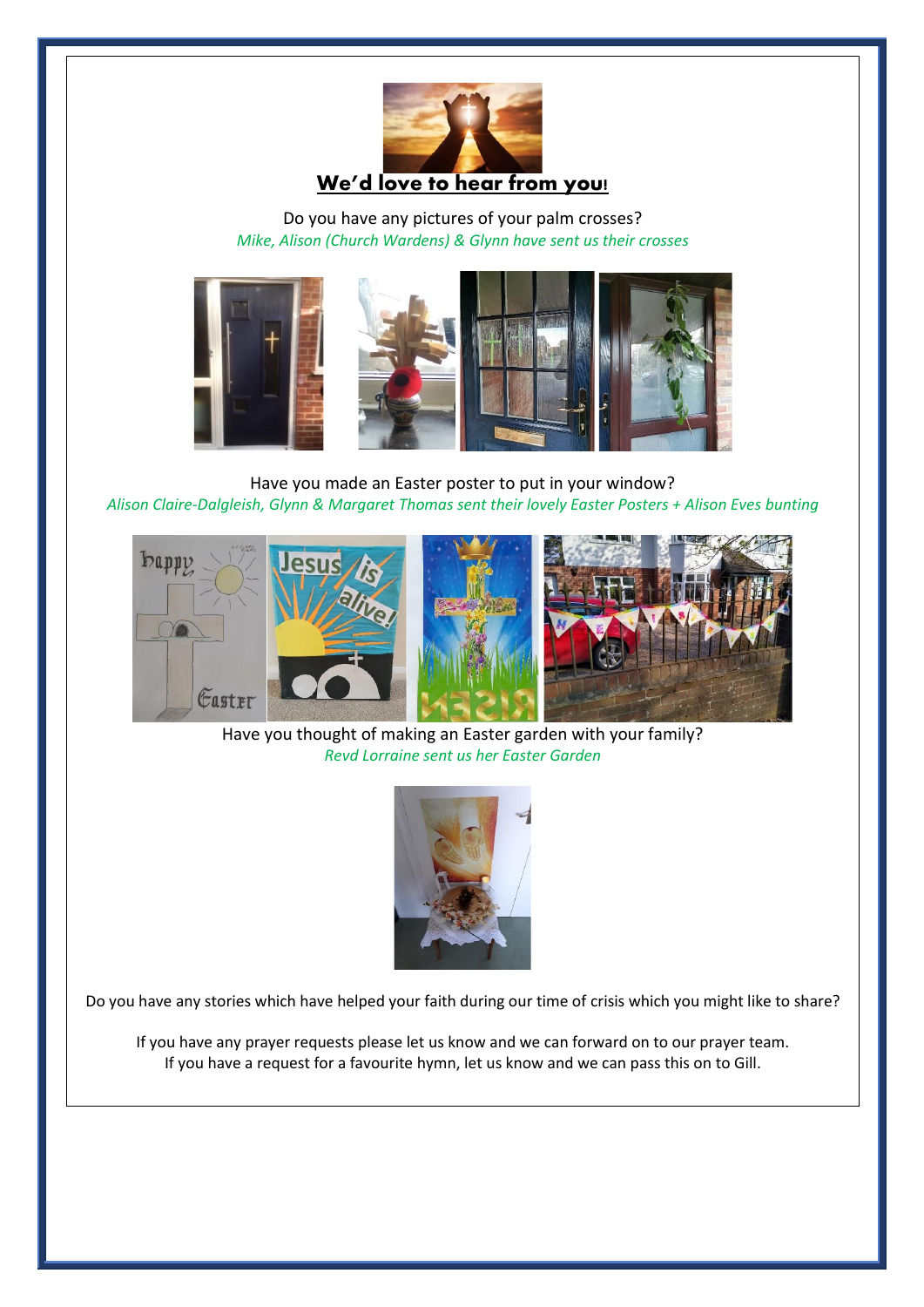## **We'd love to hear from you!**

Do you have any pictures of your palm crosses?

*Mike, Alison (Church Wardens) & Glynn have sent us their crosses*

Have you made an Easter poster to put in your window?

*Alison Claire-Dalgleish, Glynn & Margaret Thomas sent their lovely Easter Posters + Alison Eves bunting*

Have you thought of making an Easter garden with your family?

*Revd Lorraine sent us her Easter Garden*

Do you have any stories which have helped your faith during our time of crisis which you might like to share?

If you have any prayer requests please let us know and we can forward on to our prayer team.
If you have a request for a favourite hymn, let us know and we can pass this on to Gill.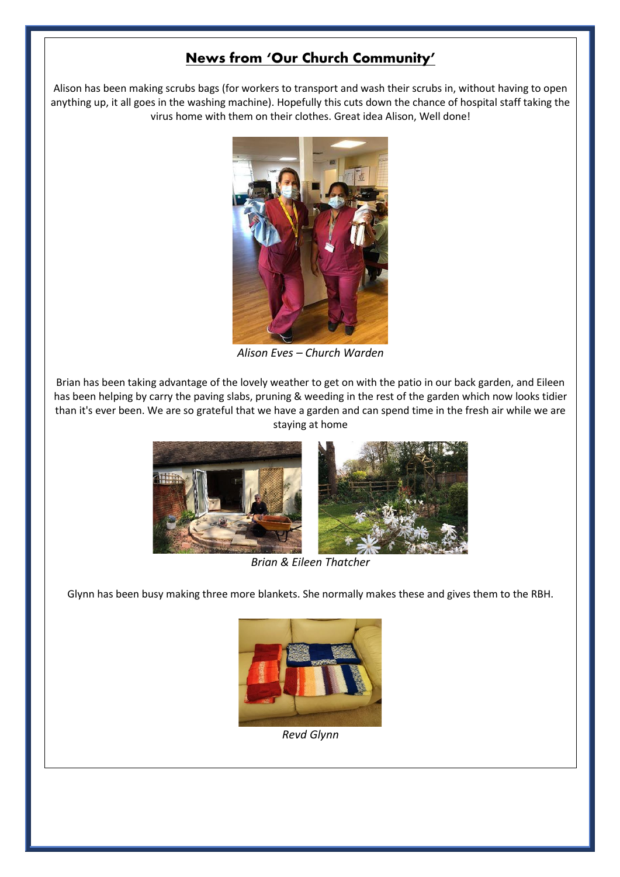## News from 'Our Church Community'

Alison has been making scrubs bags (for workers to transport and wash their scrubs in, without having to open anything up, it all goes in the washing machine). Hopefully this cuts down the chance of hospital staff taking the virus home with them on their clothes. Great idea Alison, Well done!

*Alison Eves – Church Warden*

Brian has been taking advantage of the lovely weather to get on with the patio in our back garden, and Eileen has been helping by carry the paving slabs, pruning & weeding in the rest of the garden which now looks tidier than it's ever been. We are so grateful that we have a garden and can spend time in the fresh air while we are staying at home

*Brian & Eileen Thatcher*

Glynn has been busy making three more blankets. She normally makes these and gives them to the RBH.

*Revd Glynn*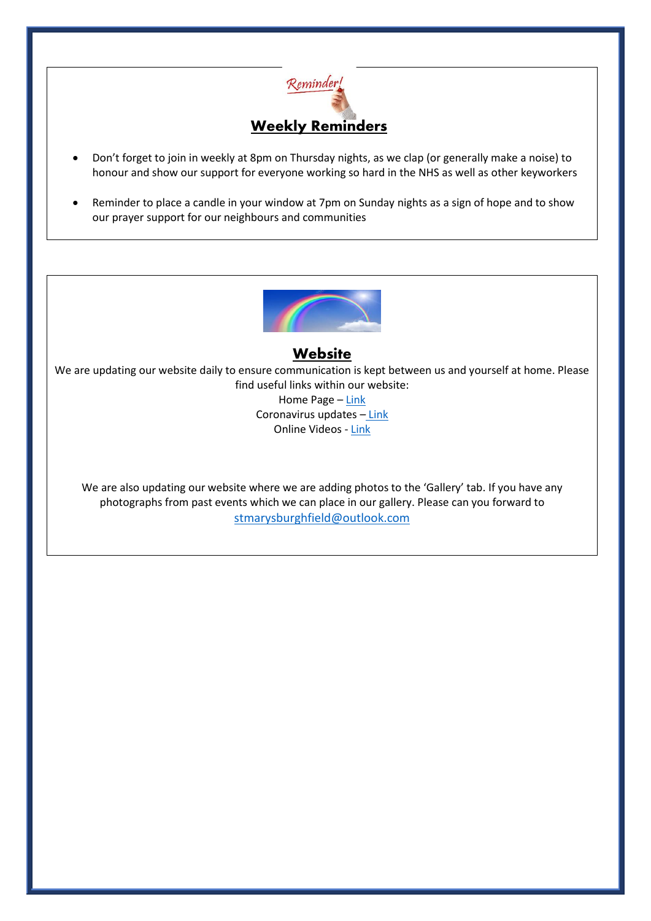Reminder!

## Weekly Reminders

- Don't forget to join in weekly at 8pm on Thursday nights, as we clap (or generally make a noise) to honour and show our support for everyone working so hard in the NHS as well as other keyworkers
- Reminder to place a candle in your window at 7pm on Sunday nights as a sign of hope and to show our prayer support for our neighbours and communities

## Website

We are updating our website daily to ensure communication is kept between us and yourself at home. Please find useful links within our website:

Home Page – Link

Coronavirus updates – Link

Online Videos - Link

We are also updating our website where we are adding photos to the 'Gallery' tab. If you have any photographs from past events which we can place in our gallery. Please can you forward to stmarysburghfield@outlook.com